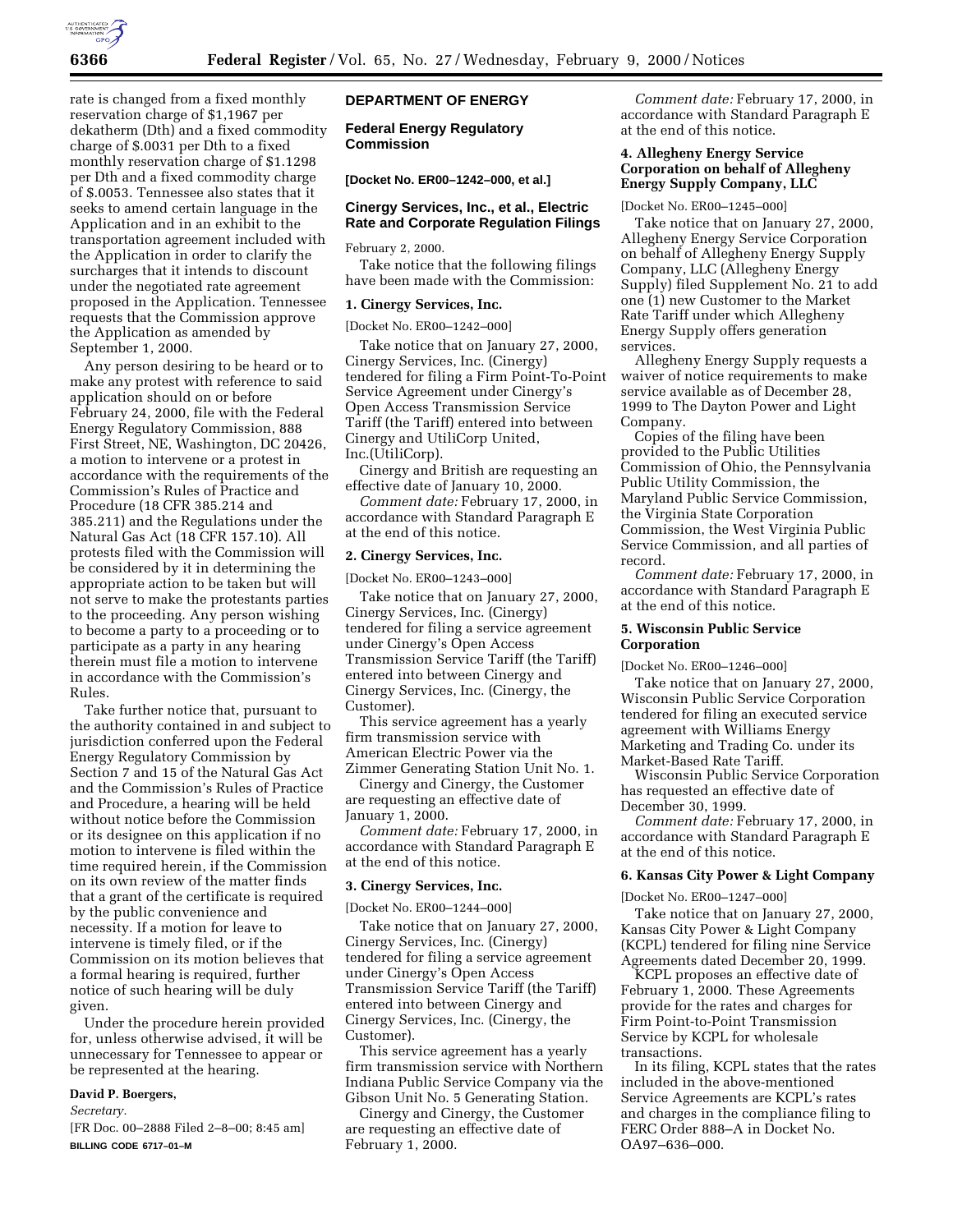rate is changed from a fixed monthly reservation charge of $1,1967 per dekatherm (Dth) and a fixed commodity charge of $.0031 per Dth to a fixed monthly reservation charge of $1.1298 per Dth and a fixed commodity charge of $.0053. Tennessee also states that it seeks to amend certain language in the Application and in an exhibit to the transportation agreement included with the Application in order to clarify the surcharges that it intends to discount under the negotiated rate agreement proposed in the Application. Tennessee requests that the Commission approve the Application as amended by September 1, 2000.

Any person desiring to be heard or to make any protest with reference to said application should on or before February 24, 2000, file with the Federal Energy Regulatory Commission, 888 First Street, NE, Washington, DC 20426, a motion to intervene or a protest in accordance with the requirements of the Commission's Rules of Practice and Procedure (18 CFR 385.214 and 385.211) and the Regulations under the Natural Gas Act (18 CFR 157.10). All protests filed with the Commission will be considered by it in determining the appropriate action to be taken but will not serve to make the protestants parties to the proceeding. Any person wishing to become a party to a proceeding or to participate as a party in any hearing therein must file a motion to intervene in accordance with the Commission's Rules.

Take further notice that, pursuant to the authority contained in and subject to jurisdiction conferred upon the Federal Energy Regulatory Commission by Section 7 and 15 of the Natural Gas Act and the Commission's Rules of Practice and Procedure, a hearing will be held without notice before the Commission or its designee on this application if no motion to intervene is filed within the time required herein, if the Commission on its own review of the matter finds that a grant of the certificate is required by the public convenience and necessity. If a motion for leave to intervene is timely filed, or if the Commission on its motion believes that a formal hearing is required, further notice of such hearing will be duly given.

Under the procedure herein provided for, unless otherwise advised, it will be unnecessary for Tennessee to appear or be represented at the hearing.

**David P. Boergers,**

*Secretary.*

[FR Doc. 00–2888 Filed 2–8–00; 8:45 am]

**BILLING CODE 6717–01–M**

## DEPARTMENT OF ENERGY

### Federal Energy Regulatory Commission

**[Docket No. ER00–1242–000, et al.]**

### Cinergy Services, Inc., et al., Electric Rate and Corporate Regulation Filings

February 2, 2000.

Take notice that the following filings have been made with the Commission:

#### 1. Cinergy Services, Inc.

[Docket No. ER00–1242–000]

Take notice that on January 27, 2000, Cinergy Services, Inc. (Cinergy) tendered for filing a Firm Point-To-Point Service Agreement under Cinergy's Open Access Transmission Service Tariff (the Tariff) entered into between Cinergy and UtiliCorp United, Inc.(UtiliCorp).

Cinergy and British are requesting an effective date of January 10, 2000.

*Comment date:* February 17, 2000, in accordance with Standard Paragraph E at the end of this notice.

#### 2. Cinergy Services, Inc.

[Docket No. ER00–1243–000]

Take notice that on January 27, 2000, Cinergy Services, Inc. (Cinergy) tendered for filing a service agreement under Cinergy's Open Access Transmission Service Tariff (the Tariff) entered into between Cinergy and Cinergy Services, Inc. (Cinergy, the Customer).

This service agreement has a yearly firm transmission service with American Electric Power via the Zimmer Generating Station Unit No. 1.

Cinergy and Cinergy, the Customer are requesting an effective date of January 1, 2000.

*Comment date:* February 17, 2000, in accordance with Standard Paragraph E at the end of this notice.

#### 3. Cinergy Services, Inc.

[Docket No. ER00–1244–000]

Take notice that on January 27, 2000, Cinergy Services, Inc. (Cinergy) tendered for filing a service agreement under Cinergy's Open Access Transmission Service Tariff (the Tariff) entered into between Cinergy and Cinergy Services, Inc. (Cinergy, the Customer).

This service agreement has a yearly firm transmission service with Northern Indiana Public Service Company via the Gibson Unit No. 5 Generating Station.

Cinergy and Cinergy, the Customer are requesting an effective date of February 1, 2000.

*Comment date:* February 17, 2000, in accordance with Standard Paragraph E at the end of this notice.

#### 4. Allegheny Energy Service Corporation on behalf of Allegheny Energy Supply Company, LLC

[Docket No. ER00–1245–000]

Take notice that on January 27, 2000, Allegheny Energy Service Corporation on behalf of Allegheny Energy Supply Company, LLC (Allegheny Energy Supply) filed Supplement No. 21 to add one (1) new Customer to the Market Rate Tariff under which Allegheny Energy Supply offers generation services.

Allegheny Energy Supply requests a waiver of notice requirements to make service available as of December 28, 1999 to The Dayton Power and Light Company.

Copies of the filing have been provided to the Public Utilities Commission of Ohio, the Pennsylvania Public Utility Commission, the Maryland Public Service Commission, the Virginia State Corporation Commission, the West Virginia Public Service Commission, and all parties of record.

*Comment date:* February 17, 2000, in accordance with Standard Paragraph E at the end of this notice.

#### 5. Wisconsin Public Service Corporation

[Docket No. ER00–1246–000]

Take notice that on January 27, 2000, Wisconsin Public Service Corporation tendered for filing an executed service agreement with Williams Energy Marketing and Trading Co. under its Market-Based Rate Tariff.

Wisconsin Public Service Corporation has requested an effective date of December 30, 1999.

*Comment date:* February 17, 2000, in accordance with Standard Paragraph E at the end of this notice.

#### 6. Kansas City Power & Light Company

[Docket No. ER00–1247–000]

Take notice that on January 27, 2000, Kansas City Power & Light Company (KCPL) tendered for filing nine Service Agreements dated December 20, 1999.

KCPL proposes an effective date of February 1, 2000. These Agreements provide for the rates and charges for Firm Point-to-Point Transmission Service by KCPL for wholesale transactions.

In its filing, KCPL states that the rates included in the above-mentioned Service Agreements are KCPL's rates and charges in the compliance filing to FERC Order 888–A in Docket No. OA97–636–000.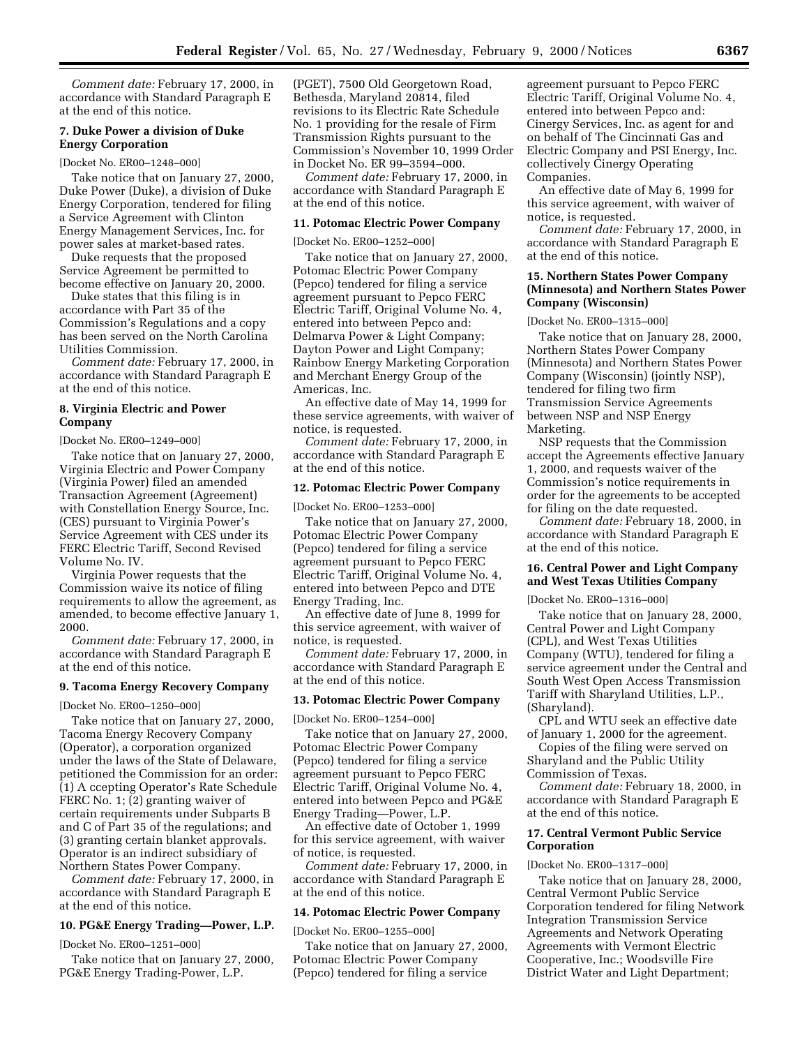*Comment date:* February 17, 2000, in accordance with Standard Paragraph E at the end of this notice.

### 7. Duke Power a division of Duke Energy Corporation

[Docket No. ER00–1248–000]

Take notice that on January 27, 2000, Duke Power (Duke), a division of Duke Energy Corporation, tendered for filing a Service Agreement with Clinton Energy Management Services, Inc. for power sales at market-based rates.

Duke requests that the proposed Service Agreement be permitted to become effective on January 20, 2000.

Duke states that this filing is in accordance with Part 35 of the Commission's Regulations and a copy has been served on the North Carolina Utilities Commission.

*Comment date:* February 17, 2000, in accordance with Standard Paragraph E at the end of this notice.

### 8. Virginia Electric and Power Company

[Docket No. ER00–1249–000]

Take notice that on January 27, 2000, Virginia Electric and Power Company (Virginia Power) filed an amended Transaction Agreement (Agreement) with Constellation Energy Source, Inc. (CES) pursuant to Virginia Power's Service Agreement with CES under its FERC Electric Tariff, Second Revised Volume No. IV.

Virginia Power requests that the Commission waive its notice of filing requirements to allow the agreement, as amended, to become effective January 1, 2000.

*Comment date:* February 17, 2000, in accordance with Standard Paragraph E at the end of this notice.

### 9. Tacoma Energy Recovery Company

[Docket No. ER00–1250–000]

Take notice that on January 27, 2000, Tacoma Energy Recovery Company (Operator), a corporation organized under the laws of the State of Delaware, petitioned the Commission for an order: (1) A ccepting Operator's Rate Schedule FERC No. 1; (2) granting waiver of certain requirements under Subparts B and C of Part 35 of the regulations; and (3) granting certain blanket approvals. Operator is an indirect subsidiary of Northern States Power Company.

*Comment date:* February 17, 2000, in accordance with Standard Paragraph E at the end of this notice.

### 10. PG&E Energy Trading—Power, L.P.

[Docket No. ER00–1251–000]

Take notice that on January 27, 2000, PG&E Energy Trading-Power, L.P. (PGET), 7500 Old Georgetown Road, Bethesda, Maryland 20814, filed revisions to its Electric Rate Schedule No. 1 providing for the resale of Firm Transmission Rights pursuant to the Commission's November 10, 1999 Order in Docket No. ER 99–3594–000.

*Comment date:* February 17, 2000, in accordance with Standard Paragraph E at the end of this notice.

### 11. Potomac Electric Power Company

[Docket No. ER00–1252–000]

Take notice that on January 27, 2000, Potomac Electric Power Company (Pepco) tendered for filing a service agreement pursuant to Pepco FERC Electric Tariff, Original Volume No. 4, entered into between Pepco and: Delmarva Power & Light Company; Dayton Power and Light Company; Rainbow Energy Marketing Corporation and Merchant Energy Group of the Americas, Inc.

An effective date of May 14, 1999 for these service agreements, with waiver of notice, is requested.

*Comment date:* February 17, 2000, in accordance with Standard Paragraph E at the end of this notice.

### 12. Potomac Electric Power Company

[Docket No. ER00–1253–000]

Take notice that on January 27, 2000, Potomac Electric Power Company (Pepco) tendered for filing a service agreement pursuant to Pepco FERC Electric Tariff, Original Volume No. 4, entered into between Pepco and DTE Energy Trading, Inc.

An effective date of June 8, 1999 for this service agreement, with waiver of notice, is requested.

*Comment date:* February 17, 2000, in accordance with Standard Paragraph E at the end of this notice.

### 13. Potomac Electric Power Company

[Docket No. ER00–1254–000]

Take notice that on January 27, 2000, Potomac Electric Power Company (Pepco) tendered for filing a service agreement pursuant to Pepco FERC Electric Tariff, Original Volume No. 4, entered into between Pepco and PG&E Energy Trading—Power, L.P.

An effective date of October 1, 1999 for this service agreement, with waiver of notice, is requested.

*Comment date:* February 17, 2000, in accordance with Standard Paragraph E at the end of this notice.

### 14. Potomac Electric Power Company

[Docket No. ER00–1255–000]

Take notice that on January 27, 2000, Potomac Electric Power Company (Pepco) tendered for filing a service agreement pursuant to Pepco FERC Electric Tariff, Original Volume No. 4, entered into between Pepco and: Cinergy Services, Inc. as agent for and on behalf of The Cincinnati Gas and Electric Company and PSI Energy, Inc. collectively Cinergy Operating Companies.

An effective date of May 6, 1999 for this service agreement, with waiver of notice, is requested.

*Comment date:* February 17, 2000, in accordance with Standard Paragraph E at the end of this notice.

### 15. Northern States Power Company (Minnesota) and Northern States Power Company (Wisconsin)

[Docket No. ER00–1315–000]

Take notice that on January 28, 2000, Northern States Power Company (Minnesota) and Northern States Power Company (Wisconsin) (jointly NSP), tendered for filing two firm Transmission Service Agreements between NSP and NSP Energy Marketing.

NSP requests that the Commission accept the Agreements effective January 1, 2000, and requests waiver of the Commission's notice requirements in order for the agreements to be accepted for filing on the date requested.

*Comment date:* February 18, 2000, in accordance with Standard Paragraph E at the end of this notice.

### 16. Central Power and Light Company and West Texas Utilities Company

[Docket No. ER00–1316–000]

Take notice that on January 28, 2000, Central Power and Light Company (CPL), and West Texas Utilities Company (WTU), tendered for filing a service agreement under the Central and South West Open Access Transmission Tariff with Sharyland Utilities, L.P., (Sharyland).

CPL and WTU seek an effective date of January 1, 2000 for the agreement.

Copies of the filing were served on Sharyland and the Public Utility Commission of Texas.

*Comment date:* February 18, 2000, in accordance with Standard Paragraph E at the end of this notice.

### 17. Central Vermont Public Service Corporation

[Docket No. ER00–1317–000]

Take notice that on January 28, 2000, Central Vermont Public Service Corporation tendered for filing Network Integration Transmission Service Agreements and Network Operating Agreements with Vermont Electric Cooperative, Inc.; Woodsville Fire District Water and Light Department;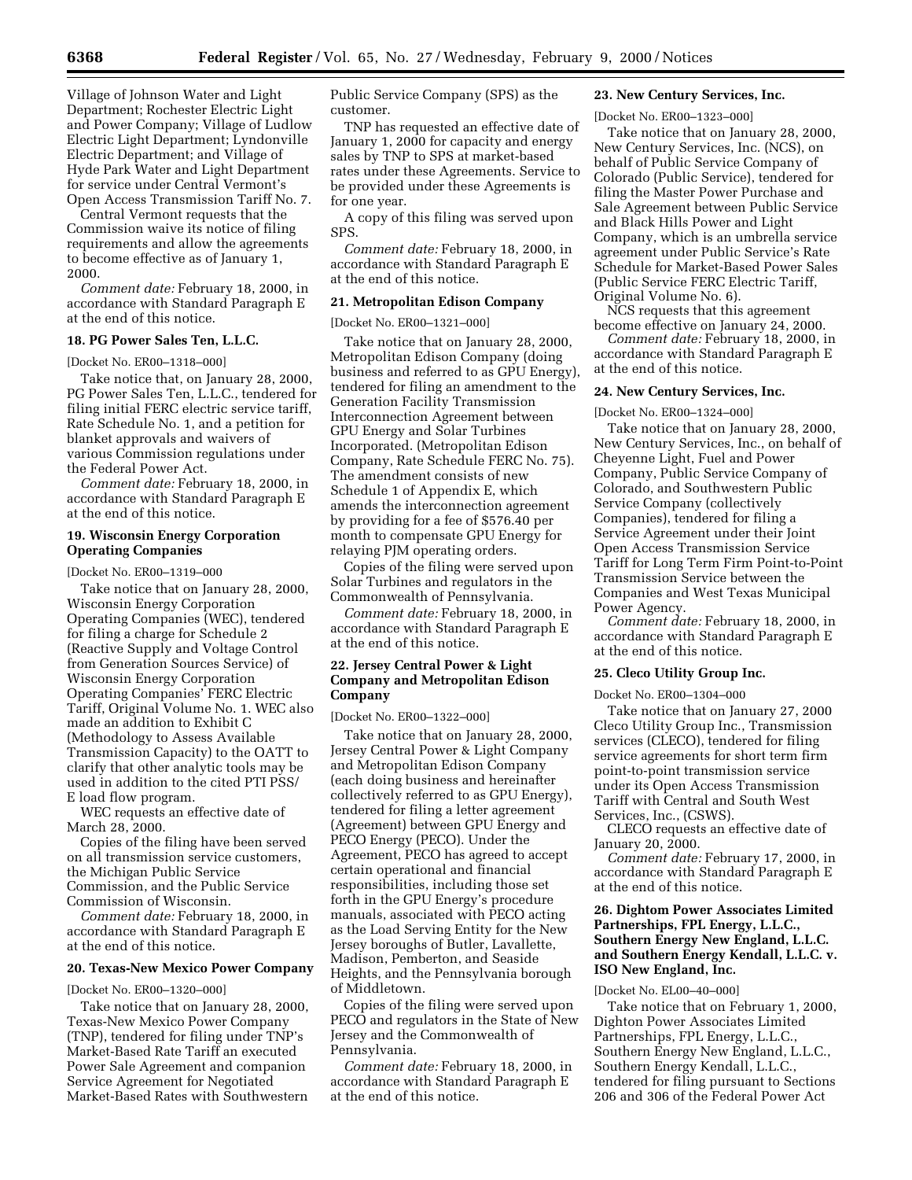Village of Johnson Water and Light Department; Rochester Electric Light and Power Company; Village of Ludlow Electric Light Department; Lyndonville Electric Department; and Village of Hyde Park Water and Light Department for service under Central Vermont's Open Access Transmission Tariff No. 7.

Central Vermont requests that the Commission waive its notice of filing requirements and allow the agreements to become effective as of January 1, 2000.

*Comment date:* February 18, 2000, in accordance with Standard Paragraph E at the end of this notice.

### 18. PG Power Sales Ten, L.L.C.

[Docket No. ER00–1318–000]

Take notice that, on January 28, 2000, PG Power Sales Ten, L.L.C., tendered for filing initial FERC electric service tariff, Rate Schedule No. 1, and a petition for blanket approvals and waivers of various Commission regulations under the Federal Power Act.

*Comment date:* February 18, 2000, in accordance with Standard Paragraph E at the end of this notice.

### 19. Wisconsin Energy Corporation Operating Companies

[Docket No. ER00–1319–000

Take notice that on January 28, 2000, Wisconsin Energy Corporation Operating Companies (WEC), tendered for filing a charge for Schedule 2 (Reactive Supply and Voltage Control from Generation Sources Service) of Wisconsin Energy Corporation Operating Companies' FERC Electric Tariff, Original Volume No. 1. WEC also made an addition to Exhibit C (Methodology to Assess Available Transmission Capacity) to the OATT to clarify that other analytic tools may be used in addition to the cited PTI PSS/E load flow program.

WEC requests an effective date of March 28, 2000.

Copies of the filing have been served on all transmission service customers, the Michigan Public Service Commission, and the Public Service Commission of Wisconsin.

*Comment date:* February 18, 2000, in accordance with Standard Paragraph E at the end of this notice.

### 20. Texas-New Mexico Power Company

[Docket No. ER00–1320–000]

Take notice that on January 28, 2000, Texas-New Mexico Power Company (TNP), tendered for filing under TNP's Market-Based Rate Tariff an executed Power Sale Agreement and companion Service Agreement for Negotiated Market-Based Rates with Southwestern Public Service Company (SPS) as the customer.

TNP has requested an effective date of January 1, 2000 for capacity and energy sales by TNP to SPS at market-based rates under these Agreements. Service to be provided under these Agreements is for one year.

A copy of this filing was served upon SPS.

*Comment date:* February 18, 2000, in accordance with Standard Paragraph E at the end of this notice.

### 21. Metropolitan Edison Company

[Docket No. ER00–1321–000]

Take notice that on January 28, 2000, Metropolitan Edison Company (doing business and referred to as GPU Energy), tendered for filing an amendment to the Generation Facility Transmission Interconnection Agreement between GPU Energy and Solar Turbines Incorporated. (Metropolitan Edison Company, Rate Schedule FERC No. 75). The amendment consists of new Schedule 1 of Appendix E, which amends the interconnection agreement by providing for a fee of $576.40 per month to compensate GPU Energy for relaying PJM operating orders.

Copies of the filing were served upon Solar Turbines and regulators in the Commonwealth of Pennsylvania.

*Comment date:* February 18, 2000, in accordance with Standard Paragraph E at the end of this notice.

### 22. Jersey Central Power & Light Company and Metropolitan Edison Company

[Docket No. ER00–1322–000]

Take notice that on January 28, 2000, Jersey Central Power & Light Company and Metropolitan Edison Company (each doing business and hereinafter collectively referred to as GPU Energy), tendered for filing a letter agreement (Agreement) between GPU Energy and PECO Energy (PECO). Under the Agreement, PECO has agreed to accept certain operational and financial responsibilities, including those set forth in the GPU Energy's procedure manuals, associated with PECO acting as the Load Serving Entity for the New Jersey boroughs of Butler, Lavallette, Madison, Pemberton, and Seaside Heights, and the Pennsylvania borough of Middletown.

Copies of the filing were served upon PECO and regulators in the State of New Jersey and the Commonwealth of Pennsylvania.

*Comment date:* February 18, 2000, in accordance with Standard Paragraph E at the end of this notice.

### 23. New Century Services, Inc.

[Docket No. ER00–1323–000]

Take notice that on January 28, 2000, New Century Services, Inc. (NCS), on behalf of Public Service Company of Colorado (Public Service), tendered for filing the Master Power Purchase and Sale Agreement between Public Service and Black Hills Power and Light Company, which is an umbrella service agreement under Public Service's Rate Schedule for Market-Based Power Sales (Public Service FERC Electric Tariff, Original Volume No. 6).

NCS requests that this agreement become effective on January 24, 2000.

*Comment date:* February 18, 2000, in accordance with Standard Paragraph E at the end of this notice.

### 24. New Century Services, Inc.

[Docket No. ER00–1324–000]

Take notice that on January 28, 2000, New Century Services, Inc., on behalf of Cheyenne Light, Fuel and Power Company, Public Service Company of Colorado, and Southwestern Public Service Company (collectively Companies), tendered for filing a Service Agreement under their Joint Open Access Transmission Service Tariff for Long Term Firm Point-to-Point Transmission Service between the Companies and West Texas Municipal Power Agency.

*Comment date:* February 18, 2000, in accordance with Standard Paragraph E at the end of this notice.

### 25. Cleco Utility Group Inc.

Docket No. ER00–1304–000

Take notice that on January 27, 2000 Cleco Utility Group Inc., Transmission services (CLECO), tendered for filing service agreements for short term firm point-to-point transmission service under its Open Access Transmission Tariff with Central and South West Services, Inc., (CSWS).

CLECO requests an effective date of January 20, 2000.

*Comment date:* February 17, 2000, in accordance with Standard Paragraph E at the end of this notice.

### 26. Dightom Power Associates Limited Partnerships, FPL Energy, L.L.C., Southern Energy New England, L.L.C. and Southern Energy Kendall, L.L.C. v. ISO New England, Inc.

[Docket No. EL00–40–000]

Take notice that on February 1, 2000, Dighton Power Associates Limited Partnerships, FPL Energy, L.L.C., Southern Energy New England, L.L.C., Southern Energy Kendall, L.L.C., tendered for filing pursuant to Sections 206 and 306 of the Federal Power Act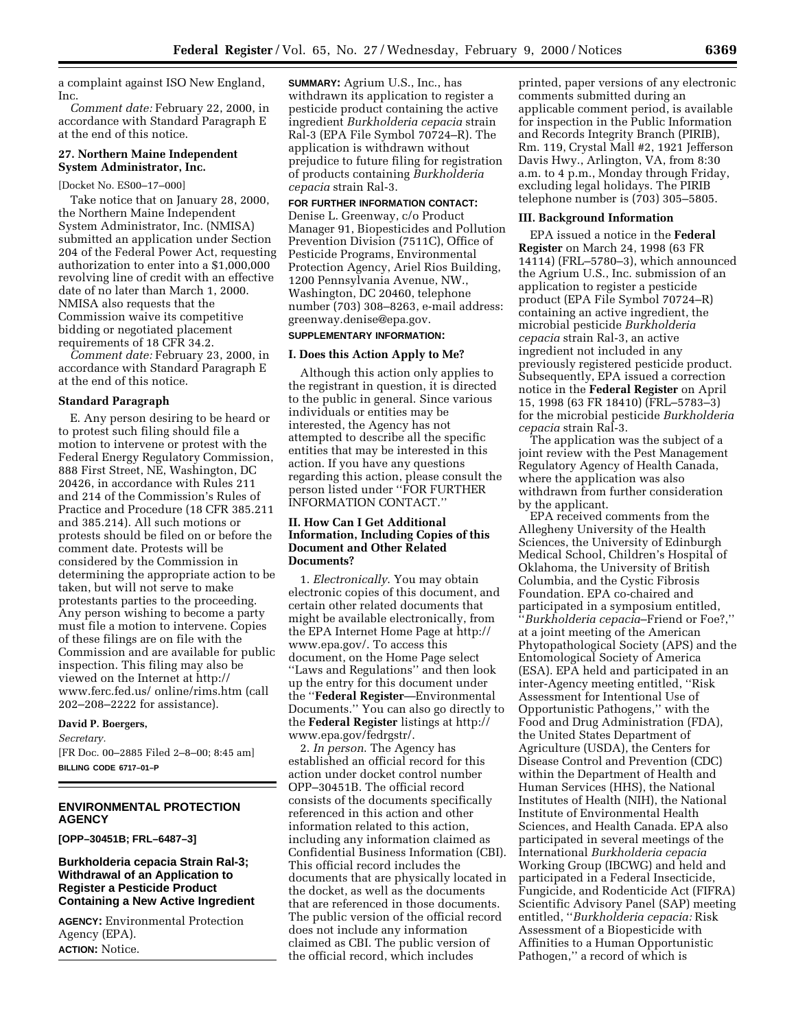a complaint against ISO New England, Inc.

*Comment date:* February 22, 2000, in accordance with Standard Paragraph E at the end of this notice.

### 27. Northern Maine Independent System Administrator, Inc.

[Docket No. ES00–17–000]

Take notice that on January 28, 2000, the Northern Maine Independent System Administrator, Inc. (NMISA) submitted an application under Section 204 of the Federal Power Act, requesting authorization to enter into a $1,000,000 revolving line of credit with an effective date of no later than March 1, 2000. NMISA also requests that the Commission waive its competitive bidding or negotiated placement requirements of 18 CFR 34.2.

*Comment date:* February 23, 2000, in accordance with Standard Paragraph E at the end of this notice.

### Standard Paragraph

E. Any person desiring to be heard or to protest such filing should file a motion to intervene or protest with the Federal Energy Regulatory Commission, 888 First Street, NE, Washington, DC 20426, in accordance with Rules 211 and 214 of the Commission's Rules of Practice and Procedure (18 CFR 385.211 and 385.214). All such motions or protests should be filed on or before the comment date. Protests will be considered by the Commission in determining the appropriate action to be taken, but will not serve to make protestants parties to the proceeding. Any person wishing to become a party must file a motion to intervene. Copies of these filings are on file with the Commission and are available for public inspection. This filing may also be viewed on the Internet at http://www.ferc.fed.us/ online/rims.htm (call 202–208–2222 for assistance).

**David P. Boergers,**

*Secretary.*

[FR Doc. 00–2885 Filed 2–8–00; 8:45 am]

**BILLING CODE 6717–01–P**

## ENVIRONMENTAL PROTECTION AGENCY

**[OPP–30451B; FRL–6487–3]**

## Burkholderia cepacia Strain Ral-3; Withdrawal of an Application to Register a Pesticide Product Containing a New Active Ingredient

**AGENCY:** Environmental Protection Agency (EPA).

**ACTION:** Notice.

**SUMMARY:** Agrium U.S., Inc., has withdrawn its application to register a pesticide product containing the active ingredient *Burkholderia cepacia* strain Ral-3 (EPA File Symbol 70724–R). The application is withdrawn without prejudice to future filing for registration of products containing *Burkholderia cepacia* strain Ral-3.

**FOR FURTHER INFORMATION CONTACT:** Denise L. Greenway, c/o Product Manager 91, Biopesticides and Pollution Prevention Division (7511C), Office of Pesticide Programs, Environmental Protection Agency, Ariel Rios Building, 1200 Pennsylvania Avenue, NW., Washington, DC 20460, telephone number (703) 308–8263, e-mail address: greenway.denise@epa.gov.

**SUPPLEMENTARY INFORMATION:**

### I. Does this Action Apply to Me?

Although this action only applies to the registrant in question, it is directed to the public in general. Since various individuals or entities may be interested, the Agency has not attempted to describe all the specific entities that may be interested in this action. If you have any questions regarding this action, please consult the person listed under ''FOR FURTHER INFORMATION CONTACT.''

### II. How Can I Get Additional Information, Including Copies of this Document and Other Related Documents?

1. *Electronically*. You may obtain electronic copies of this document, and certain other related documents that might be available electronically, from the EPA Internet Home Page at http://www.epa.gov/. To access this document, on the Home Page select ''Laws and Regulations'' and then look up the entry for this document under the ''**Federal Register**—Environmental Documents.'' You can also go directly to the **Federal Register** listings at http://www.epa.gov/fedrgstr/.

2. *In person.* The Agency has established an official record for this action under docket control number OPP–30451B. The official record consists of the documents specifically referenced in this action and other information related to this action, including any information claimed as Confidential Business Information (CBI). This official record includes the documents that are physically located in the docket, as well as the documents that are referenced in those documents. The public version of the official record does not include any information claimed as CBI. The public version of the official record, which includes printed, paper versions of any electronic comments submitted during an applicable comment period, is available for inspection in the Public Information and Records Integrity Branch (PIRIB), Rm. 119, Crystal Mall #2, 1921 Jefferson Davis Hwy., Arlington, VA, from 8:30 a.m. to 4 p.m., Monday through Friday, excluding legal holidays. The PIRIB telephone number is (703) 305–5805.

### III. Background Information

EPA issued a notice in the **Federal Register** on March 24, 1998 (63 FR 14114) (FRL–5780–3), which announced the Agrium U.S., Inc. submission of an application to register a pesticide product (EPA File Symbol 70724–R) containing an active ingredient, the microbial pesticide *Burkholderia cepacia* strain Ral-3, an active ingredient not included in any previously registered pesticide product. Subsequently, EPA issued a correction notice in the **Federal Register** on April 15, 1998 (63 FR 18410) (FRL–5783–3) for the microbial pesticide *Burkholderia cepacia* strain Ral-3.

The application was the subject of a joint review with the Pest Management Regulatory Agency of Health Canada, where the application was also withdrawn from further consideration by the applicant.

EPA received comments from the Allegheny University of the Health Sciences, the University of Edinburgh Medical School, Children's Hospital of Oklahoma, the University of British Columbia, and the Cystic Fibrosis Foundation. EPA co-chaired and participated in a symposium entitled, ''*Burkholderia cepacia*–Friend or Foe?,'' at a joint meeting of the American Phytopathological Society (APS) and the Entomological Society of America (ESA). EPA held and participated in an inter-Agency meeting entitled, ''Risk Assessment for Intentional Use of Opportunistic Pathogens,'' with the Food and Drug Administration (FDA), the United States Department of Agriculture (USDA), the Centers for Disease Control and Prevention (CDC) within the Department of Health and Human Services (HHS), the National Institutes of Health (NIH), the National Institute of Environmental Health Sciences, and Health Canada. EPA also participated in several meetings of the International *Burkholderia cepacia* Working Group (IBCWG) and held and participated in a Federal Insecticide, Fungicide, and Rodenticide Act (FIFRA) Scientific Advisory Panel (SAP) meeting entitled, ''*Burkholderia cepacia:* Risk Assessment of a Biopesticide with Affinities to a Human Opportunistic Pathogen,'' a record of which is